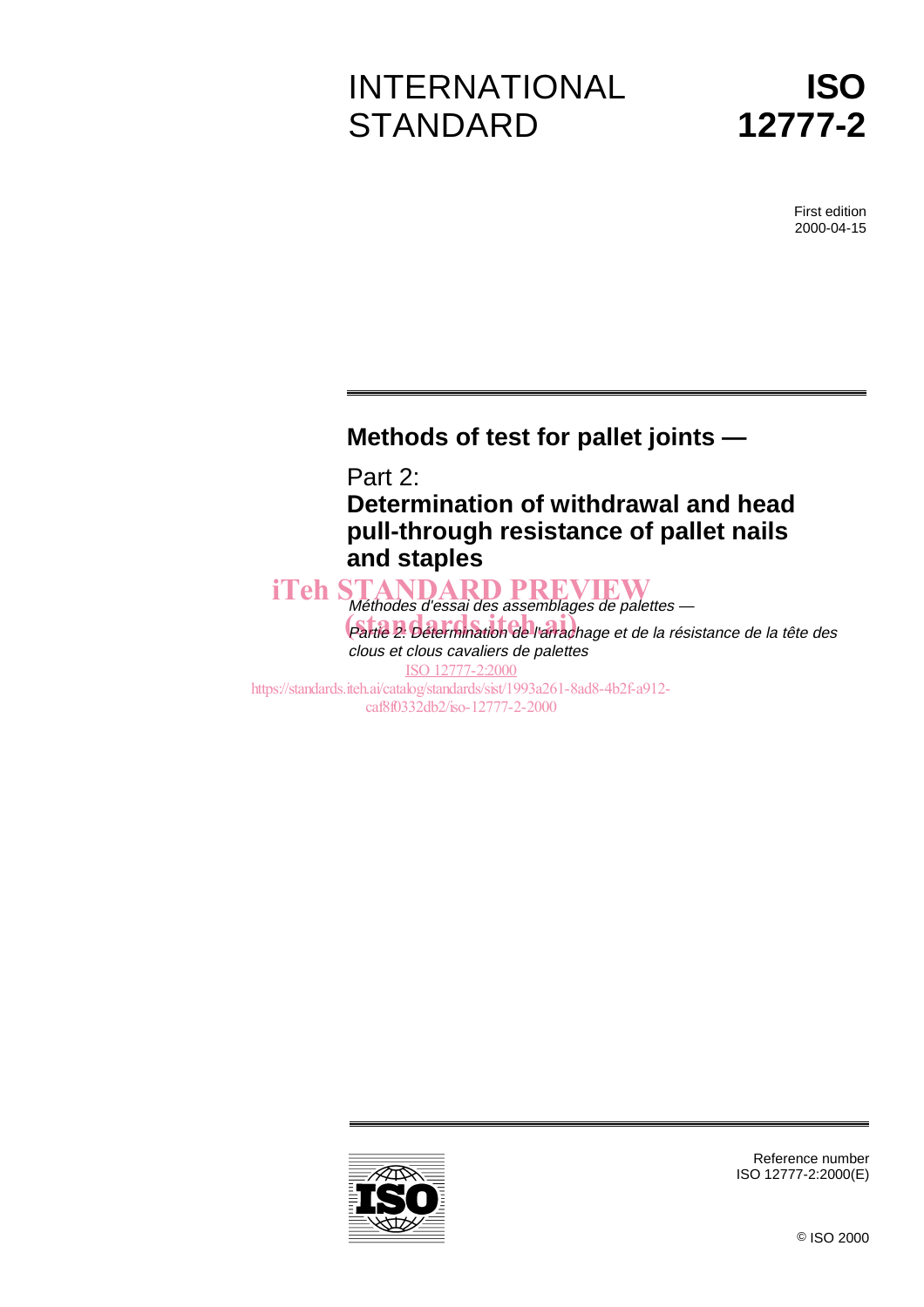INTERNATIONAL STANDARD

# ISO 12777-2

First edition
2000-04-15

## Methods of test for pallet joints —

## Part 2:
## Determination of withdrawal and head pull-through resistance of pallet nails and staples

iTeh STANDARD PREVIEW
(standards.iteh.ai)

*Méthodes d'essai des assemblages de palettes —*

*Partie 2: Détermination de l'arrachage et de la résistance de la tête des clous et clous cavaliers de palettes*

ISO 12777-2:2000
https://standards.iteh.ai/catalog/standards/sist/1993a261-8ad8-4b2f-a912-caf8f0332db2/iso-12777-2-2000

Reference number
ISO 12777-2:2000(E)

© ISO 2000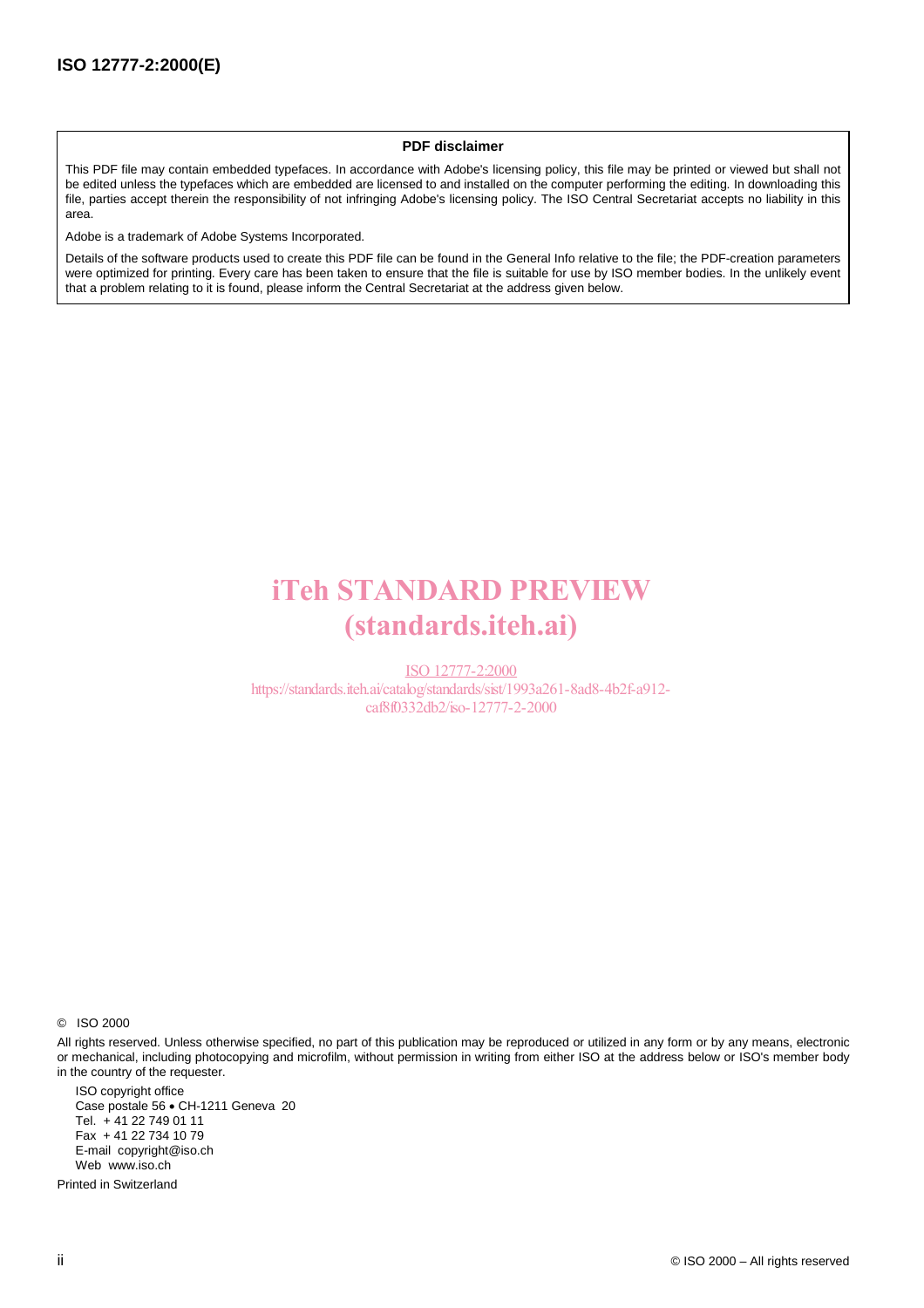**PDF disclaimer**

This PDF file may contain embedded typefaces. In accordance with Adobe's licensing policy, this file may be printed or viewed but shall not be edited unless the typefaces which are embedded are licensed to and installed on the computer performing the editing. In downloading this file, parties accept therein the responsibility of not infringing Adobe's licensing policy. The ISO Central Secretariat accepts no liability in this area.

Adobe is a trademark of Adobe Systems Incorporated.

Details of the software products used to create this PDF file can be found in the General Info relative to the file; the PDF-creation parameters were optimized for printing. Every care has been taken to ensure that the file is suitable for use by ISO member bodies. In the unlikely event that a problem relating to it is found, please inform the Central Secretariat at the address given below.

iTeh STANDARD PREVIEW
(standards.iteh.ai)

ISO 12777-2:2000
https://standards.iteh.ai/catalog/standards/sist/1993a261-8ad8-4b2f-a912-caf8f0332db2/iso-12777-2-2000

© ISO 2000

All rights reserved. Unless otherwise specified, no part of this publication may be reproduced or utilized in any form or by any means, electronic or mechanical, including photocopying and microfilm, without permission in writing from either ISO at the address below or ISO's member body in the country of the requester.

ISO copyright office
Case postale 56 • CH-1211 Geneva 20
Tel. + 41 22 749 01 11
Fax + 41 22 734 10 79
E-mail copyright@iso.ch
Web www.iso.ch

Printed in Switzerland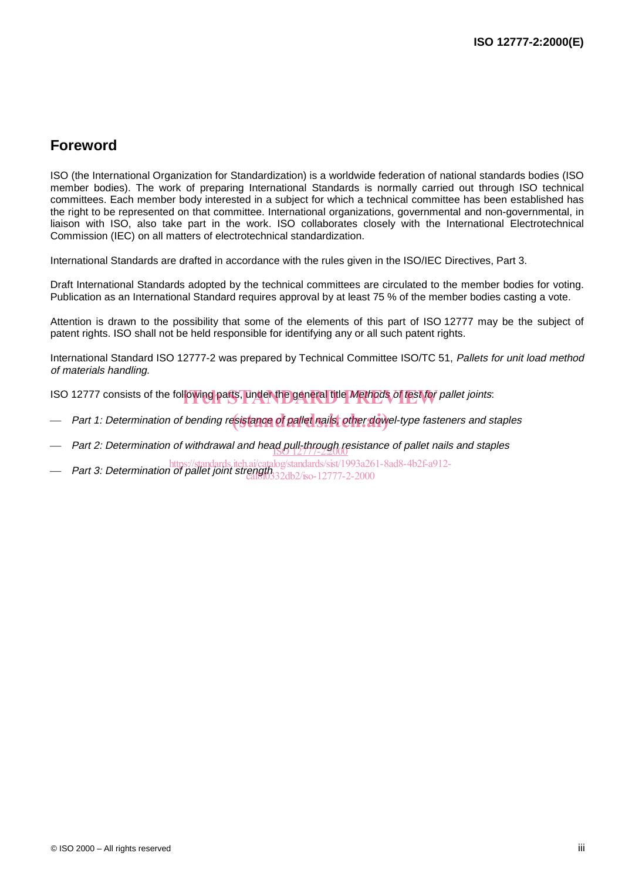## Foreword

ISO (the International Organization for Standardization) is a worldwide federation of national standards bodies (ISO member bodies). The work of preparing International Standards is normally carried out through ISO technical committees. Each member body interested in a subject for which a technical committee has been established has the right to be represented on that committee. International organizations, governmental and non-governmental, in liaison with ISO, also take part in the work. ISO collaborates closely with the International Electrotechnical Commission (IEC) on all matters of electrotechnical standardization.

International Standards are drafted in accordance with the rules given in the ISO/IEC Directives, Part 3.

Draft International Standards adopted by the technical committees are circulated to the member bodies for voting. Publication as an International Standard requires approval by at least 75 % of the member bodies casting a vote.

Attention is drawn to the possibility that some of the elements of this part of ISO 12777 may be the subject of patent rights. ISO shall not be held responsible for identifying any or all such patent rights.

International Standard ISO 12777-2 was prepared by Technical Committee ISO/TC 51, *Pallets for unit load method of materials handling*.

ISO 12777 consists of the following parts, under the general title *Methods of test for pallet joints*:

— *Part 1: Determination of bending resistance of pallet nails, other dowel-type fasteners and staples*

— *Part 2: Determination of withdrawal and head pull-through resistance of pallet nails and staples*

— *Part 3: Determination of pallet joint strength*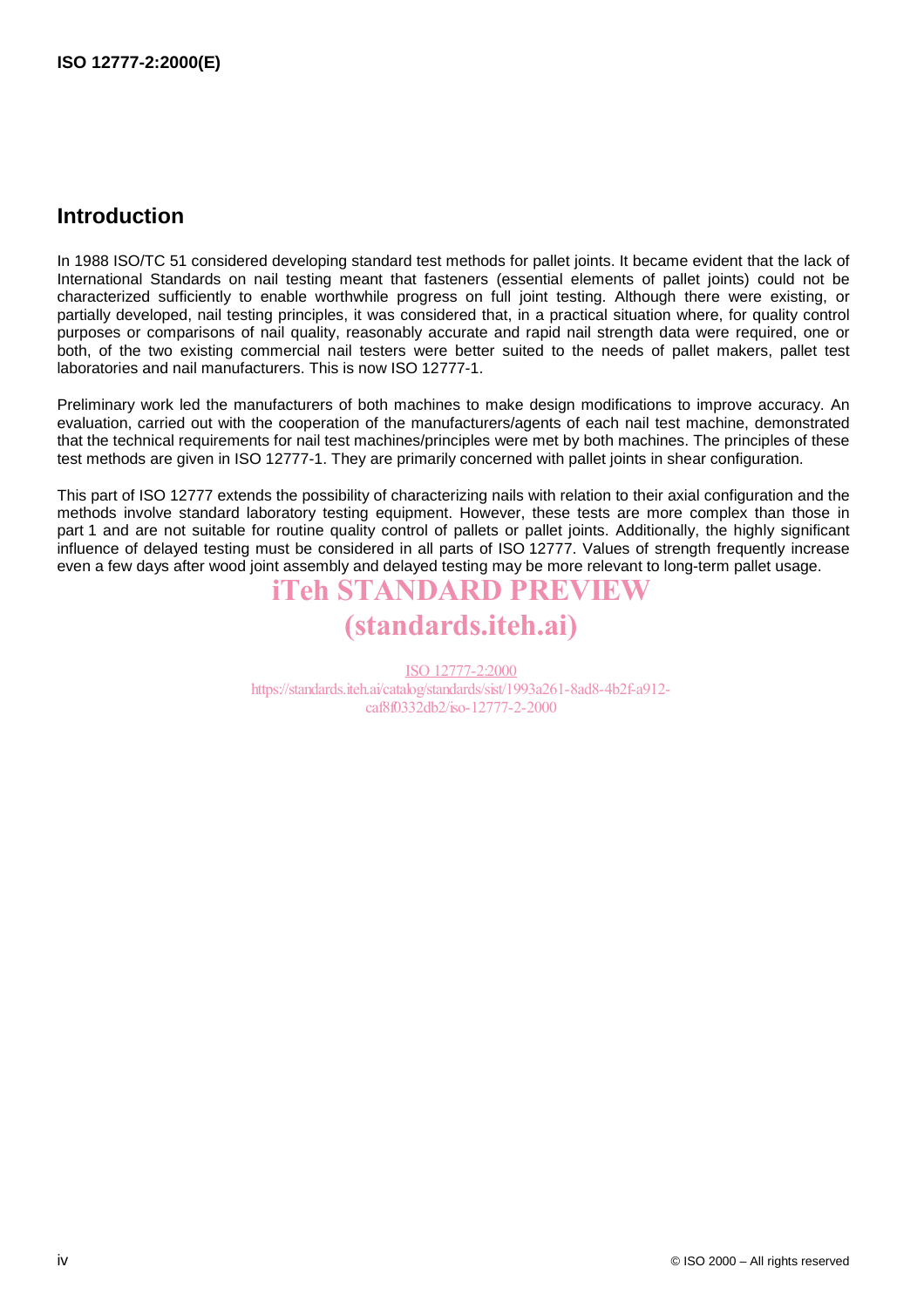## Introduction

In 1988 ISO/TC 51 considered developing standard test methods for pallet joints. It became evident that the lack of International Standards on nail testing meant that fasteners (essential elements of pallet joints) could not be characterized sufficiently to enable worthwhile progress on full joint testing. Although there were existing, or partially developed, nail testing principles, it was considered that, in a practical situation where, for quality control purposes or comparisons of nail quality, reasonably accurate and rapid nail strength data were required, one or both, of the two existing commercial nail testers were better suited to the needs of pallet makers, pallet test laboratories and nail manufacturers. This is now ISO 12777-1.

Preliminary work led the manufacturers of both machines to make design modifications to improve accuracy. An evaluation, carried out with the cooperation of the manufacturers/agents of each nail test machine, demonstrated that the technical requirements for nail test machines/principles were met by both machines. The principles of these test methods are given in ISO 12777-1. They are primarily concerned with pallet joints in shear configuration.

This part of ISO 12777 extends the possibility of characterizing nails with relation to their axial configuration and the methods involve standard laboratory testing equipment. However, these tests are more complex than those in part 1 and are not suitable for routine quality control of pallets or pallet joints. Additionally, the highly significant influence of delayed testing must be considered in all parts of ISO 12777. Values of strength frequently increase even a few days after wood joint assembly and delayed testing may be more relevant to long-term pallet usage.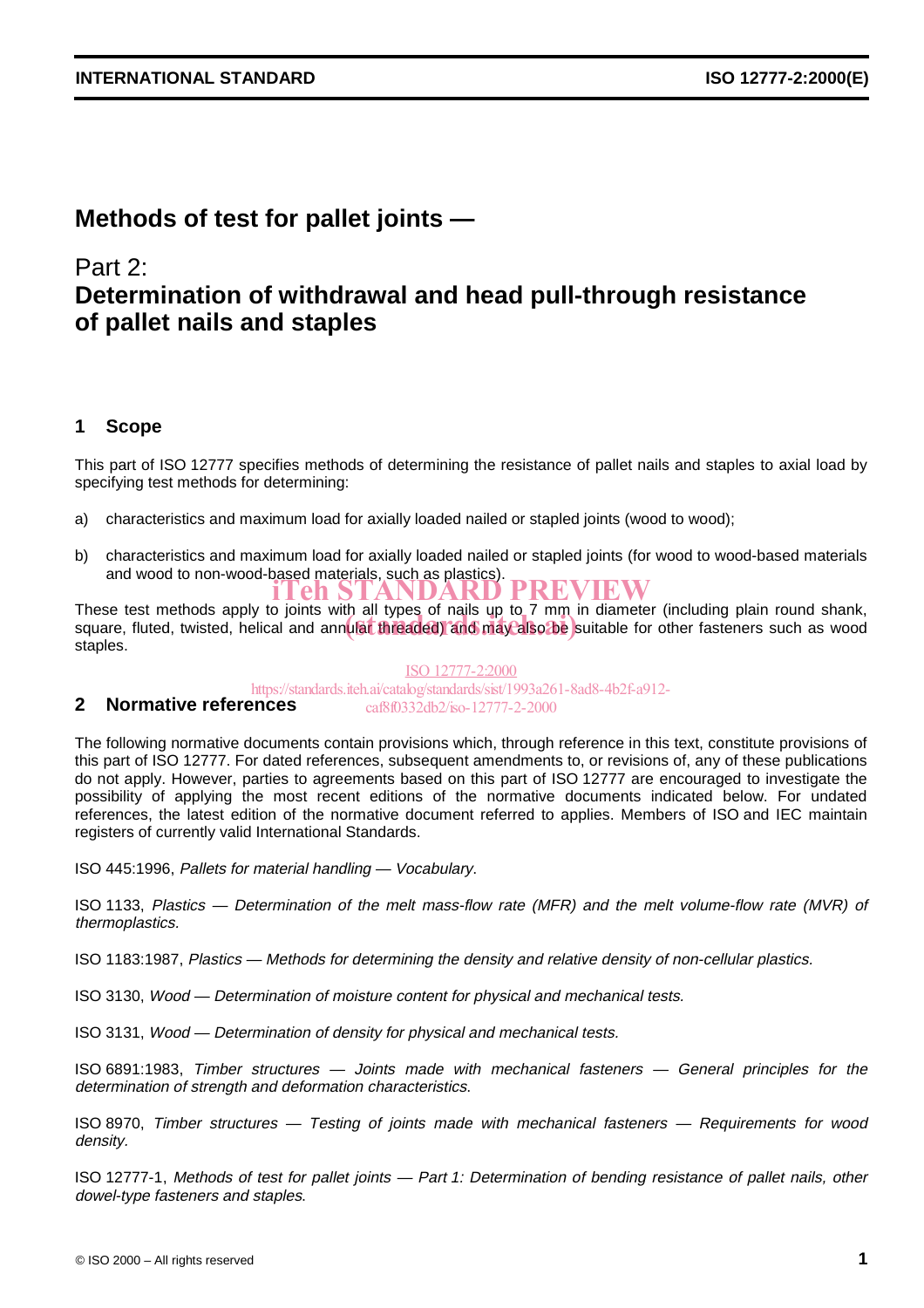# Methods of test for pallet joints —

## Part 2:
## Determination of withdrawal and head pull-through resistance of pallet nails and staples

## 1 Scope

This part of ISO 12777 specifies methods of determining the resistance of pallet nails and staples to axial load by specifying test methods for determining:

a) characteristics and maximum load for axially loaded nailed or stapled joints (wood to wood);

b) characteristics and maximum load for axially loaded nailed or stapled joints (for wood to wood-based materials and wood to non-wood-based materials, such as plastics).

These test methods apply to joints with all types of nails up to 7 mm in diameter (including plain round shank, square, fluted, twisted, helical and annular threaded) and may also be suitable for other fasteners such as wood staples.

## 2 Normative references

The following normative documents contain provisions which, through reference in this text, constitute provisions of this part of ISO 12777. For dated references, subsequent amendments to, or revisions of, any of these publications do not apply. However, parties to agreements based on this part of ISO 12777 are encouraged to investigate the possibility of applying the most recent editions of the normative documents indicated below. For undated references, the latest edition of the normative document referred to applies. Members of ISO and IEC maintain registers of currently valid International Standards.

ISO 445:1996, *Pallets for material handling — Vocabulary.*

ISO 1133, *Plastics — Determination of the melt mass-flow rate (MFR) and the melt volume-flow rate (MVR) of thermoplastics.*

ISO 1183:1987, *Plastics — Methods for determining the density and relative density of non-cellular plastics.*

ISO 3130, *Wood — Determination of moisture content for physical and mechanical tests.*

ISO 3131, *Wood — Determination of density for physical and mechanical tests.*

ISO 6891:1983, *Timber structures — Joints made with mechanical fasteners — General principles for the determination of strength and deformation characteristics.*

ISO 8970, *Timber structures — Testing of joints made with mechanical fasteners — Requirements for wood density.*

ISO 12777-1, *Methods of test for pallet joints — Part 1: Determination of bending resistance of pallet nails, other dowel-type fasteners and staples.*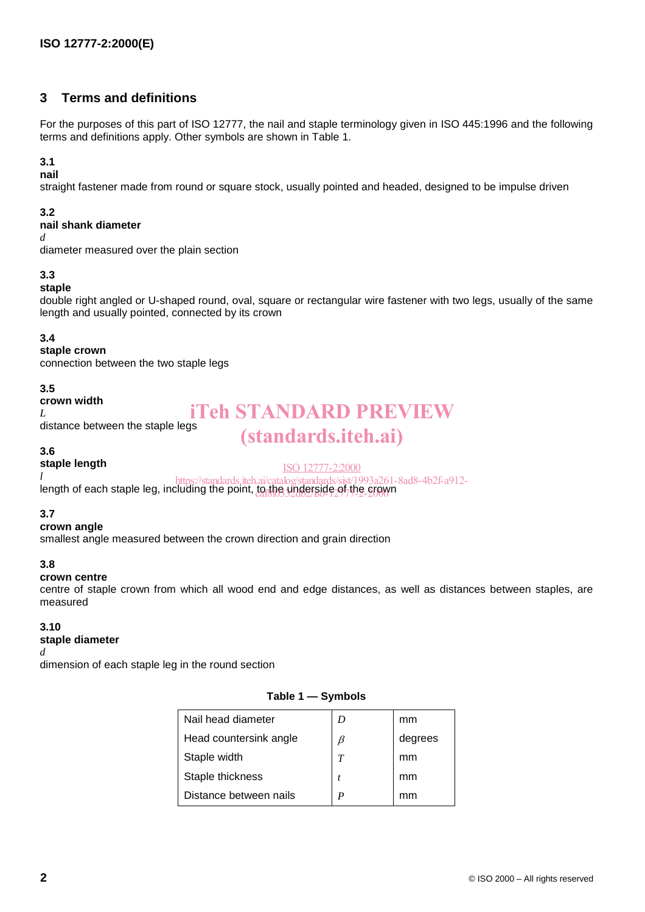## 3 Terms and definitions

For the purposes of this part of ISO 12777, the nail and staple terminology given in ISO 445:1996 and the following terms and definitions apply. Other symbols are shown in Table 1.

**3.1**
**nail**
straight fastener made from round or square stock, usually pointed and headed, designed to be impulse driven

**3.2**
**nail shank diameter**
$d$
diameter measured over the plain section

**3.3**
**staple**
double right angled or U-shaped round, oval, square or rectangular wire fastener with two legs, usually of the same length and usually pointed, connected by its crown

**3.4**
**staple crown**
connection between the two staple legs

**3.5**
**crown width**
$L$
distance between the staple legs

**3.6**
**staple length**
$l$
length of each staple leg, including the point, to the underside of the crown

**3.7**
**crown angle**
smallest angle measured between the crown direction and grain direction

**3.8**
**crown centre**
centre of staple crown from which all wood end and edge distances, as well as distances between staples, are measured

**3.10**
**staple diameter**
$d$
dimension of each staple leg in the round section

**Table 1 — Symbols**

| | | |
|---|---|---|
| Nail head diameter | $D$ | mm |
| Head countersink angle | $\beta$ | degrees |
| Staple width | $T$ | mm |
| Staple thickness | $t$ | mm |
| Distance between nails | $P$ | mm |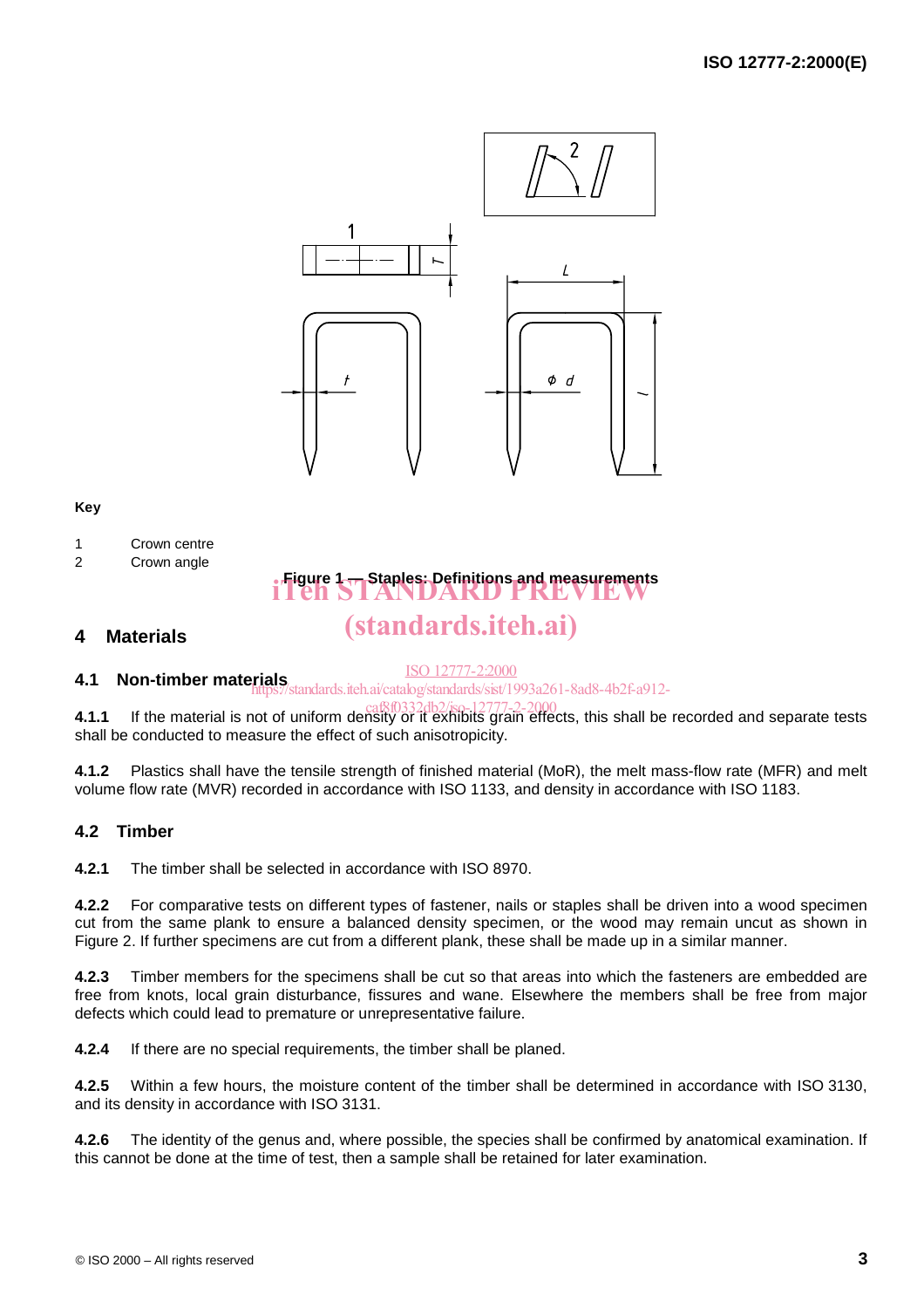**Key**

1 Crown centre

2 Crown angle

**Figure 1 — Staples: Definitions and measurements**

## 4 Materials

### 4.1 Non-timber materials

**4.1.1** If the material is not of uniform density or it exhibits grain effects, this shall be recorded and separate tests shall be conducted to measure the effect of such anisotropicity.

**4.1.2** Plastics shall have the tensile strength of finished material (MoR), the melt mass-flow rate (MFR) and melt volume flow rate (MVR) recorded in accordance with ISO 1133, and density in accordance with ISO 1183.

### 4.2 Timber

**4.2.1** The timber shall be selected in accordance with ISO 8970.

**4.2.2** For comparative tests on different types of fastener, nails or staples shall be driven into a wood specimen cut from the same plank to ensure a balanced density specimen, or the wood may remain uncut as shown in Figure 2. If further specimens are cut from a different plank, these shall be made up in a similar manner.

**4.2.3** Timber members for the specimens shall be cut so that areas into which the fasteners are embedded are free from knots, local grain disturbance, fissures and wane. Elsewhere the members shall be free from major defects which could lead to premature or unrepresentative failure.

**4.2.4** If there are no special requirements, the timber shall be planed.

**4.2.5** Within a few hours, the moisture content of the timber shall be determined in accordance with ISO 3130, and its density in accordance with ISO 3131.

**4.2.6** The identity of the genus and, where possible, the species shall be confirmed by anatomical examination. If this cannot be done at the time of test, then a sample shall be retained for later examination.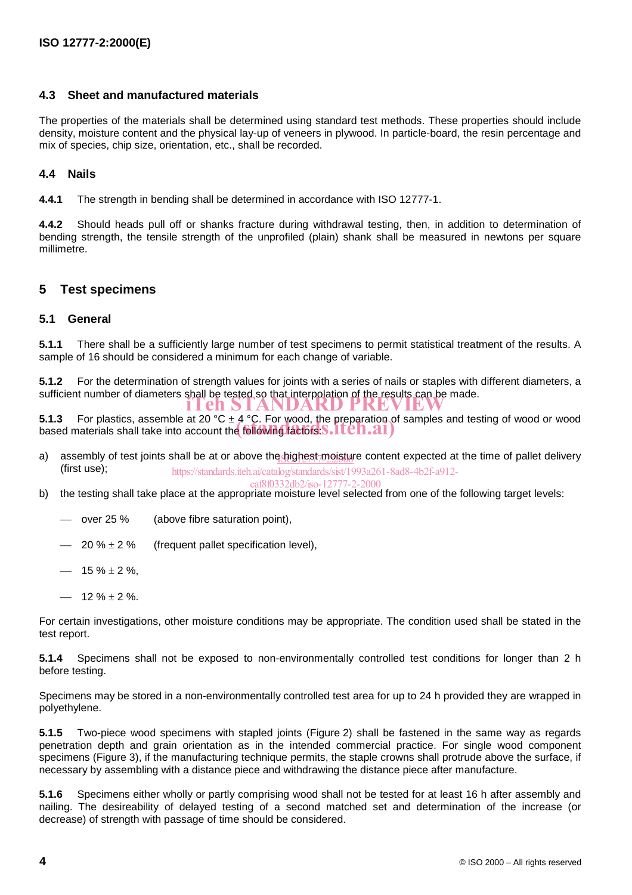### 4.3 Sheet and manufactured materials

The properties of the materials shall be determined using standard test methods. These properties should include density, moisture content and the physical lay-up of veneers in plywood. In particle-board, the resin percentage and mix of species, chip size, orientation, etc., shall be recorded.

### 4.4 Nails

**4.4.1** The strength in bending shall be determined in accordance with ISO 12777-1.

**4.4.2** Should heads pull off or shanks fracture during withdrawal testing, then, in addition to determination of bending strength, the tensile strength of the unprofiled (plain) shank shall be measured in newtons per square millimetre.

## 5 Test specimens

### 5.1 General

**5.1.1** There shall be a sufficiently large number of test specimens to permit statistical treatment of the results. A sample of 16 should be considered a minimum for each change of variable.

**5.1.2** For the determination of strength values for joints with a series of nails or staples with different diameters, a sufficient number of diameters shall be tested so that interpolation of the results can be made.

**5.1.3** For plastics, assemble at 20 °C ± 4 °C. For wood, the preparation of samples and testing of wood or wood based materials shall take into account the following factors:

a) assembly of test joints shall be at or above the highest moisture content expected at the time of pallet delivery (first use);

b) the testing shall take place at the appropriate moisture level selected from one of the following target levels:

— over 25 % (above fibre saturation point),

— 20 % ± 2 % (frequent pallet specification level),

— 15 % ± 2 %,

— 12 % ± 2 %.

For certain investigations, other moisture conditions may be appropriate. The condition used shall be stated in the test report.

**5.1.4** Specimens shall not be exposed to non-environmentally controlled test conditions for longer than 2 h before testing.

Specimens may be stored in a non-environmentally controlled test area for up to 24 h provided they are wrapped in polyethylene.

**5.1.5** Two-piece wood specimens with stapled joints (Figure 2) shall be fastened in the same way as regards penetration depth and grain orientation as in the intended commercial practice. For single wood component specimens (Figure 3), if the manufacturing technique permits, the staple crowns shall protrude above the surface, if necessary by assembling with a distance piece and withdrawing the distance piece after manufacture.

**5.1.6** Specimens either wholly or partly comprising wood shall not be tested for at least 16 h after assembly and nailing. The desireability of delayed testing of a second matched set and determination of the increase (or decrease) of strength with passage of time should be considered.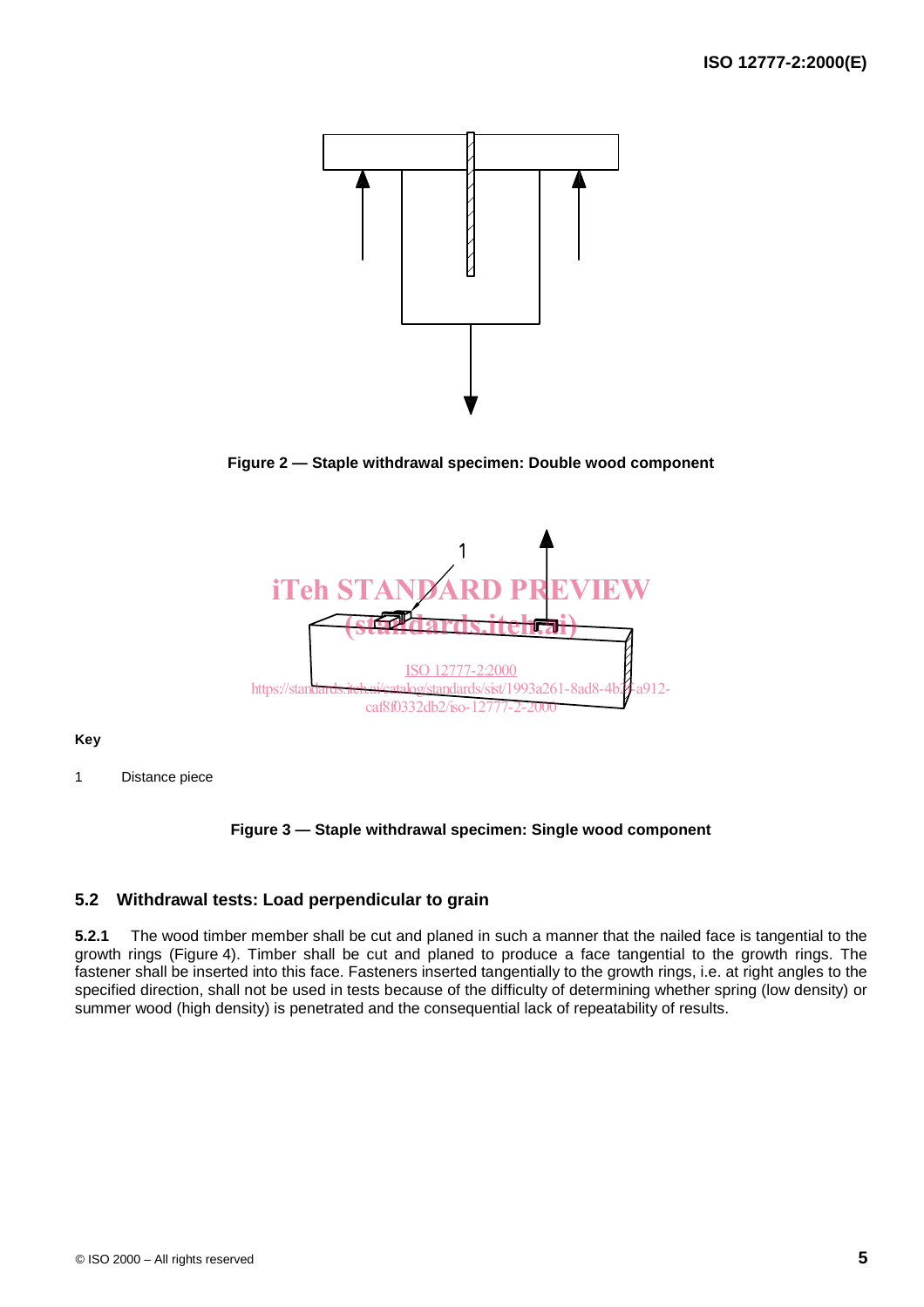Figure 2 — Staple withdrawal specimen: Double wood component

1

**Key**

1 Distance piece

Figure 3 — Staple withdrawal specimen: Single wood component

### 5.2 Withdrawal tests: Load perpendicular to grain

**5.2.1** The wood timber member shall be cut and planed in such a manner that the nailed face is tangential to the growth rings (Figure 4). Timber shall be cut and planed to produce a face tangential to the growth rings. The fastener shall be inserted into this face. Fasteners inserted tangentially to the growth rings, i.e. at right angles to the specified direction, shall not be used in tests because of the difficulty of determining whether spring (low density) or summer wood (high density) is penetrated and the consequential lack of repeatability of results.